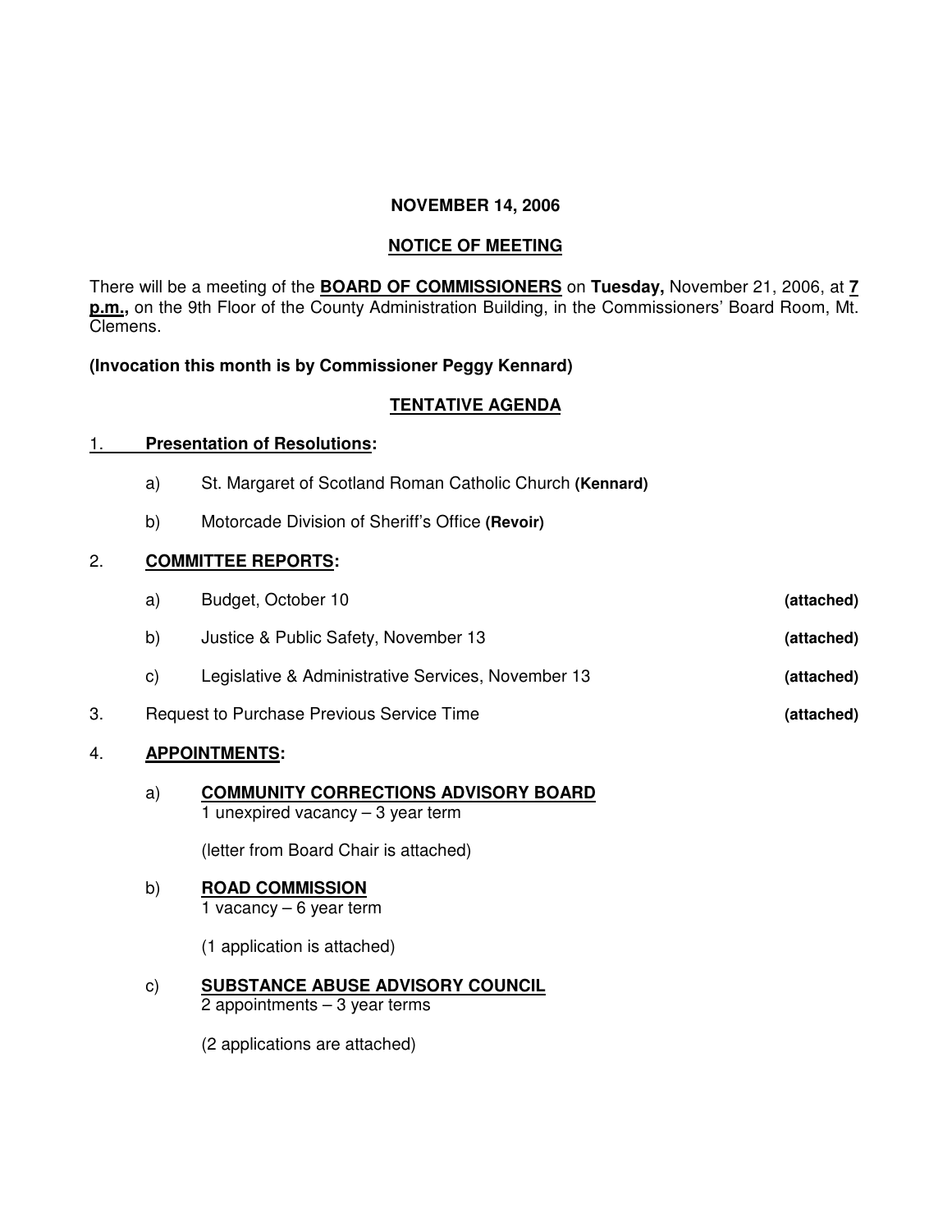**NOVEMBER 14, 2006**

**NOTICE OF MEETING**

There will be a meeting of the **BOARD OF COMMISSIONERS** on **Tuesday,** November 21, 2006, at **7 p.m.,** on the 9th Floor of the County Administration Building, in the Commissioners' Board Room, Mt. Clemens.

**(Invocation this month is by Commissioner Peggy Kennard)**

**TENTATIVE AGENDA**

1. **Presentation of Resolutions:**

   a) St. Margaret of Scotland Roman Catholic Church **(Kennard)**

   b) Motorcade Division of Sheriff's Office **(Revoir)**

2. **COMMITTEE REPORTS:**

   a) Budget, October 10 **(attached)**

   b) Justice & Public Safety, November 13 **(attached)**

   c) Legislative & Administrative Services, November 13 **(attached)**

3. Request to Purchase Previous Service Time **(attached)**

4. **APPOINTMENTS:**

   a) **COMMUNITY CORRECTIONS ADVISORY BOARD**
   1 unexpired vacancy – 3 year term

   (letter from Board Chair is attached)

   b) **ROAD COMMISSION**
   1 vacancy – 6 year term

   (1 application is attached)

   c) **SUBSTANCE ABUSE ADVISORY COUNCIL**
   2 appointments – 3 year terms

   (2 applications are attached)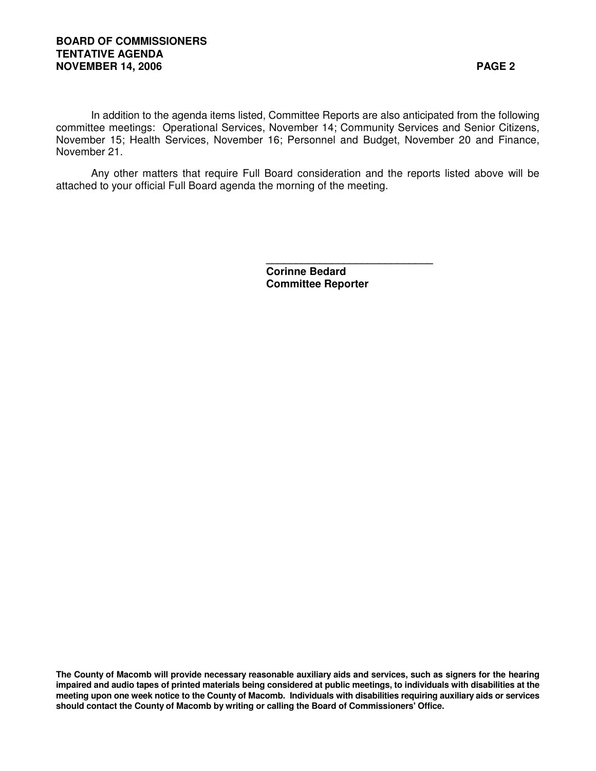In addition to the agenda items listed, Committee Reports are also anticipated from the following committee meetings: Operational Services, November 14; Community Services and Senior Citizens, November 15; Health Services, November 16; Personnel and Budget, November 20 and Finance, November 21.

Any other matters that require Full Board consideration and the reports listed above will be attached to your official Full Board agenda the morning of the meeting.

\_\_\_\_\_\_\_\_\_\_\_\_\_\_\_\_\_\_\_\_\_\_\_\_\_\_\_\_\_\_

**Corinne Bedard**
**Committee Reporter**

**The County of Macomb will provide necessary reasonable auxiliary aids and services, such as signers for the hearing impaired and audio tapes of printed materials being considered at public meetings, to individuals with disabilities at the meeting upon one week notice to the County of Macomb. Individuals with disabilities requiring auxiliary aids or services should contact the County of Macomb by writing or calling the Board of Commissioners' Office.**